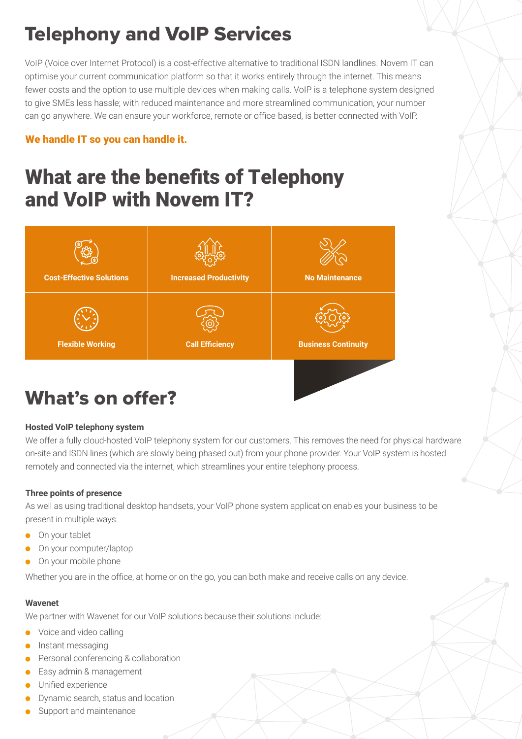# Telephony and VoIP Services

VoIP (Voice over Internet Protocol) is a cost-effective alternative to traditional ISDN landlines. Novem IT can optimise your current communication platform so that it works entirely through the internet. This means fewer costs and the option to use multiple devices when making calls. VoIP is a telephone system designed to give SMEs less hassle; with reduced maintenance and more streamlined communication, your number can go anywhere. We can ensure your workforce, remote or office-based, is better connected with VoIP.

**We handle IT so you can handle it.**

# What are the benefits of Telephony and VoIP with Novem IT?

| Cost-Effective Solutions | Increased Productivity | No Maintenance |
| --- | --- | --- |
| Flexible Working | Call Efficiency | Business Continuity |

# What's on offer?

**Hosted VoIP telephony system**

We offer a fully cloud-hosted VoIP telephony system for our customers. This removes the need for physical hardware on-site and ISDN lines (which are slowly being phased out) from your phone provider. Your VoIP system is hosted remotely and connected via the internet, which streamlines your entire telephony process.

**Three points of presence**

As well as using traditional desktop handsets, your VoIP phone system application enables your business to be present in multiple ways:

- On your tablet
- On your computer/laptop
- On your mobile phone

Whether you are in the office, at home or on the go, you can both make and receive calls on any device.

**Wavenet**

We partner with Wavenet for our VoIP solutions because their solutions include:

- Voice and video calling
- Instant messaging
- Personal conferencing & collaboration
- Easy admin & management
- Unified experience
- Dynamic search, status and location
- Support and maintenance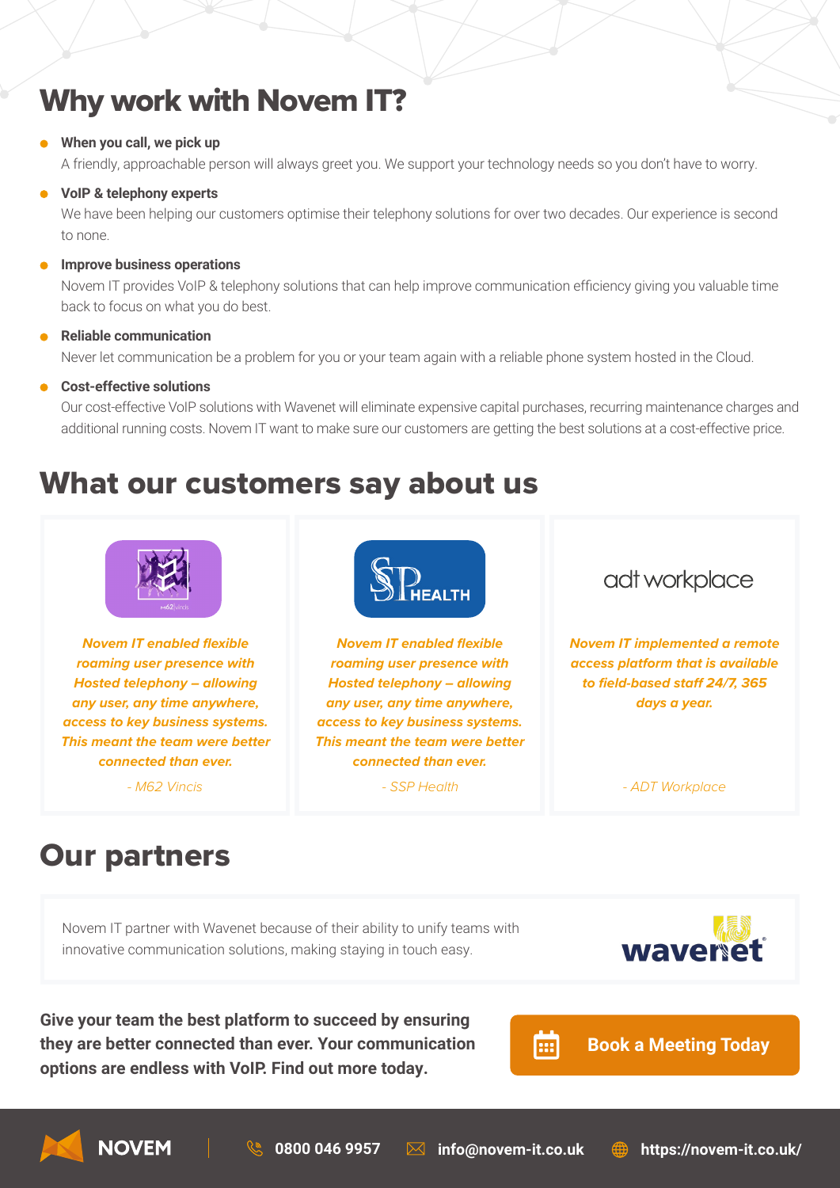# Why work with Novem IT?

- **When you call, we pick up**
  A friendly, approachable person will always greet you. We support your technology needs so you don't have to worry.
- **VoIP & telephony experts**
  We have been helping our customers optimise their telephony solutions for over two decades. Our experience is second to none.
- **Improve business operations**
  Novem IT provides VoIP & telephony solutions that can help improve communication efficiency giving you valuable time back to focus on what you do best.
- **Reliable communication**
  Never let communication be a problem for you or your team again with a reliable phone system hosted in the Cloud.
- **Cost-effective solutions**
  Our cost-effective VoIP solutions with Wavenet will eliminate expensive capital purchases, recurring maintenance charges and additional running costs. Novem IT want to make sure our customers are getting the best solutions at a cost-effective price.

# What our customers say about us

***Novem IT enabled flexible roaming user presence with Hosted telephony – allowing any user, any time anywhere, access to key business systems. This meant the team were better connected than ever.***

*- M62 Vincis*

***Novem IT enabled flexible roaming user presence with Hosted telephony – allowing any user, any time anywhere, access to key business systems. This meant the team were better connected than ever.***

*- SSP Health*

***Novem IT implemented a remote access platform that is available to field-based staff 24/7, 365 days a year.***

*- ADT Workplace*

# Our partners

Novem IT partner with Wavenet because of their ability to unify teams with innovative communication solutions, making staying in touch easy.

**Give your team the best platform to succeed by ensuring they are better connected than ever. Your communication options are endless with VoIP. Find out more today.**

**Book a Meeting Today**

NOVEM | 0800 046 9957 | info@novem-it.co.uk | https://novem-it.co.uk/